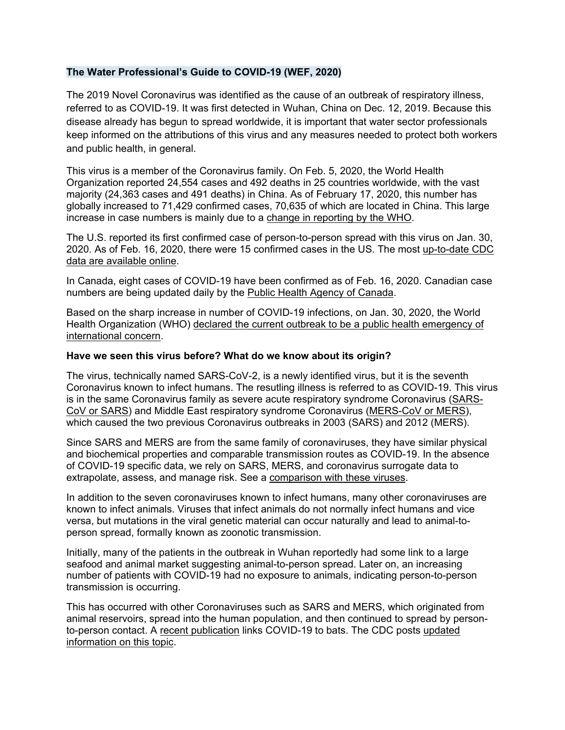**The Water Professional's Guide to COVID-19 (WEF, 2020)**

The 2019 Novel Coronavirus was identified as the cause of an outbreak of respiratory illness, referred to as COVID-19. It was first detected in Wuhan, China on Dec. 12, 2019. Because this disease already has begun to spread worldwide, it is important that water sector professionals keep informed on the attributions of this virus and any measures needed to protect both workers and public health, in general.

This virus is a member of the Coronavirus family. On Feb. 5, 2020, the World Health Organization reported 24,554 cases and 492 deaths in 25 countries worldwide, with the vast majority (24,363 cases and 491 deaths) in China. As of February 17, 2020, this number has globally increased to 71,429 confirmed cases, 70,635 of which are located in China. This large increase in case numbers is mainly due to a change in reporting by the WHO.

The U.S. reported its first confirmed case of person-to-person spread with this virus on Jan. 30, 2020. As of Feb. 16, 2020, there were 15 confirmed cases in the US. The most up-to-date CDC data are available online.

In Canada, eight cases of COVID-19 have been confirmed as of Feb. 16, 2020. Canadian case numbers are being updated daily by the Public Health Agency of Canada.

Based on the sharp increase in number of COVID-19 infections, on Jan. 30, 2020, the World Health Organization (WHO) declared the current outbreak to be a public health emergency of international concern.

**Have we seen this virus before? What do we know about its origin?**

The virus, technically named SARS-CoV-2, is a newly identified virus, but it is the seventh Coronavirus known to infect humans. The resutling illness is referred to as COVID-19. This virus is in the same Coronavirus family as severe acute respiratory syndrome Coronavirus (SARS-CoV or SARS) and Middle East respiratory syndrome Coronavirus (MERS-CoV or MERS), which caused the two previous Coronavirus outbreaks in 2003 (SARS) and 2012 (MERS).

Since SARS and MERS are from the same family of coronaviruses, they have similar physical and biochemical properties and comparable transmission routes as COVID-19. In the absence of COVID-19 specific data, we rely on SARS, MERS, and coronavirus surrogate data to extrapolate, assess, and manage risk. See a comparison with these viruses.

In addition to the seven coronaviruses known to infect humans, many other coronaviruses are known to infect animals. Viruses that infect animals do not normally infect humans and vice versa, but mutations in the viral genetic material can occur naturally and lead to animal-to-person spread, formally known as zoonotic transmission.

Initially, many of the patients in the outbreak in Wuhan reportedly had some link to a large seafood and animal market suggesting animal-to-person spread. Later on, an increasing number of patients with COVID-19 had no exposure to animals, indicating person-to-person transmission is occurring.

This has occurred with other Coronaviruses such as SARS and MERS, which originated from animal reservoirs, spread into the human population, and then continued to spread by person-to-person contact. A recent publication links COVID-19 to bats. The CDC posts updated information on this topic.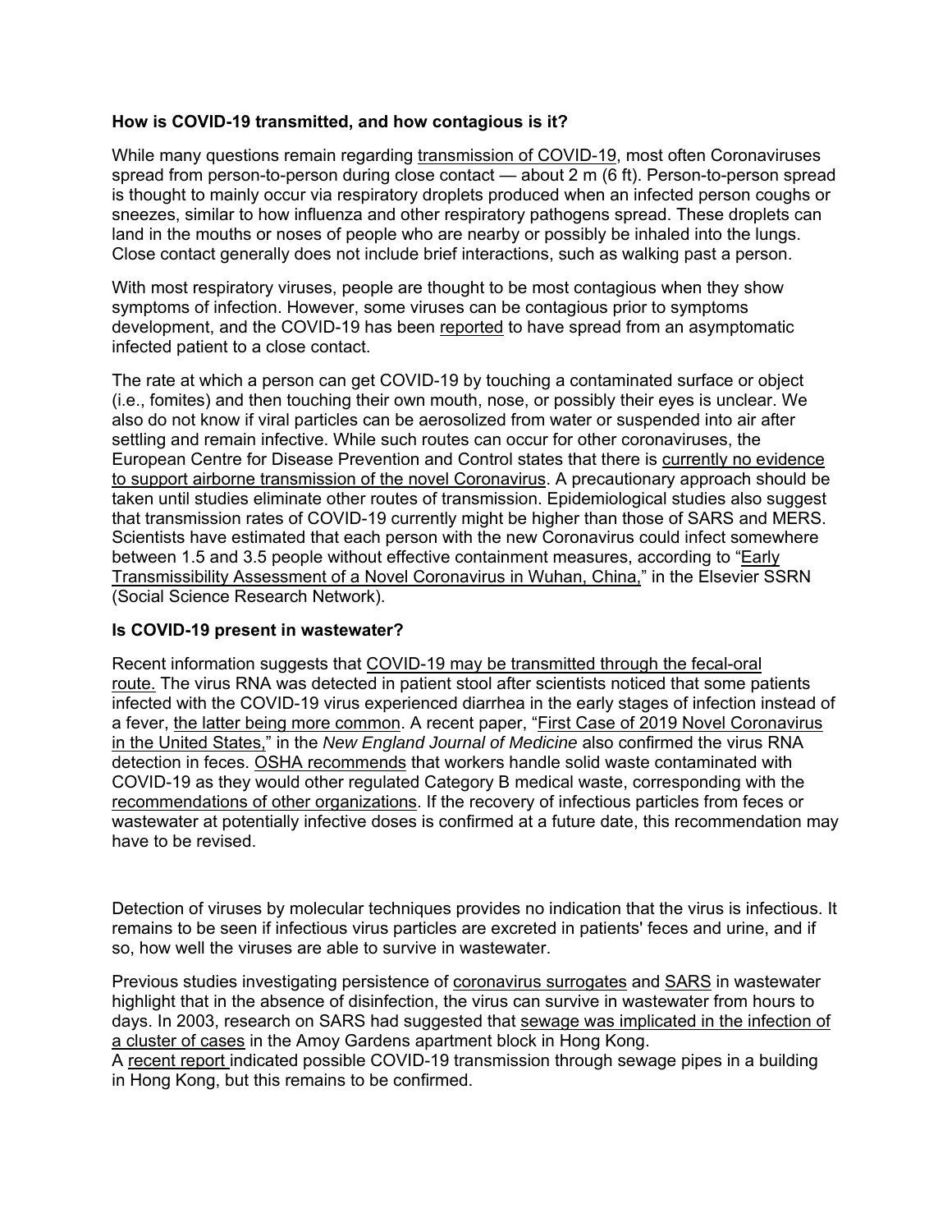**How is COVID-19 transmitted, and how contagious is it?**

While many questions remain regarding transmission of COVID-19, most often Coronaviruses spread from person-to-person during close contact — about 2 m (6 ft). Person-to-person spread is thought to mainly occur via respiratory droplets produced when an infected person coughs or sneezes, similar to how influenza and other respiratory pathogens spread. These droplets can land in the mouths or noses of people who are nearby or possibly be inhaled into the lungs. Close contact generally does not include brief interactions, such as walking past a person.

With most respiratory viruses, people are thought to be most contagious when they show symptoms of infection. However, some viruses can be contagious prior to symptoms development, and the COVID-19 has been reported to have spread from an asymptomatic infected patient to a close contact.

The rate at which a person can get COVID-19 by touching a contaminated surface or object (i.e., fomites) and then touching their own mouth, nose, or possibly their eyes is unclear. We also do not know if viral particles can be aerosolized from water or suspended into air after settling and remain infective. While such routes can occur for other coronaviruses, the European Centre for Disease Prevention and Control states that there is currently no evidence to support airborne transmission of the novel Coronavirus. A precautionary approach should be taken until studies eliminate other routes of transmission. Epidemiological studies also suggest that transmission rates of COVID-19 currently might be higher than those of SARS and MERS. Scientists have estimated that each person with the new Coronavirus could infect somewhere between 1.5 and 3.5 people without effective containment measures, according to "Early Transmissibility Assessment of a Novel Coronavirus in Wuhan, China," in the Elsevier SSRN (Social Science Research Network).

**Is COVID-19 present in wastewater?**

Recent information suggests that COVID-19 may be transmitted through the fecal-oral route. The virus RNA was detected in patient stool after scientists noticed that some patients infected with the COVID-19 virus experienced diarrhea in the early stages of infection instead of a fever, the latter being more common. A recent paper, "First Case of 2019 Novel Coronavirus in the United States," in the *New England Journal of Medicine* also confirmed the virus RNA detection in feces. OSHA recommends that workers handle solid waste contaminated with COVID-19 as they would other regulated Category B medical waste, corresponding with the recommendations of other organizations. If the recovery of infectious particles from feces or wastewater at potentially infective doses is confirmed at a future date, this recommendation may have to be revised.

Detection of viruses by molecular techniques provides no indication that the virus is infectious. It remains to be seen if infectious virus particles are excreted in patients' feces and urine, and if so, how well the viruses are able to survive in wastewater.

Previous studies investigating persistence of coronavirus surrogates and SARS in wastewater highlight that in the absence of disinfection, the virus can survive in wastewater from hours to days. In 2003, research on SARS had suggested that sewage was implicated in the infection of a cluster of cases in the Amoy Gardens apartment block in Hong Kong.
A recent report indicated possible COVID-19 transmission through sewage pipes in a building in Hong Kong, but this remains to be confirmed.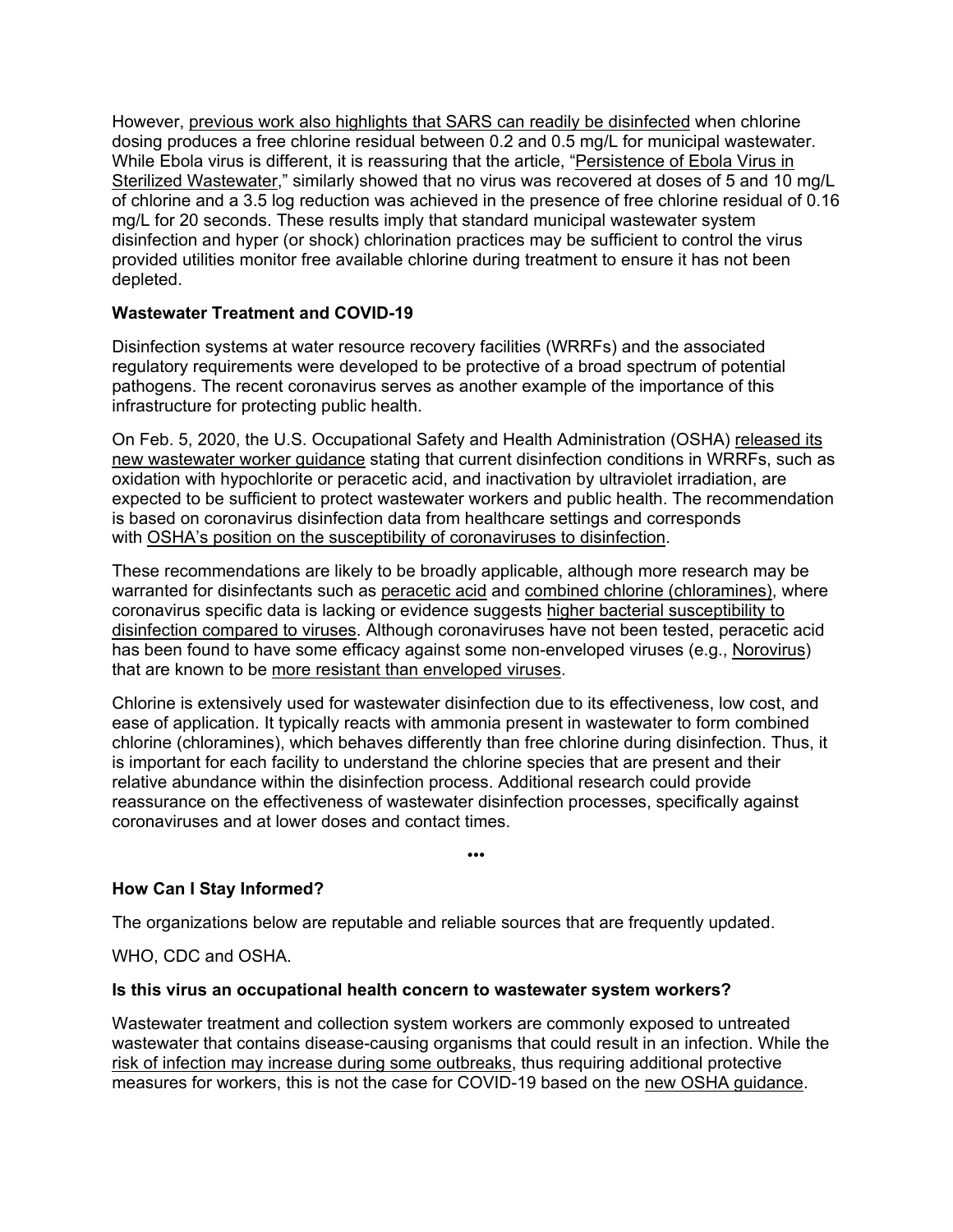However, previous work also highlights that SARS can readily be disinfected when chlorine dosing produces a free chlorine residual between 0.2 and 0.5 mg/L for municipal wastewater. While Ebola virus is different, it is reassuring that the article, "Persistence of Ebola Virus in Sterilized Wastewater," similarly showed that no virus was recovered at doses of 5 and 10 mg/L of chlorine and a 3.5 log reduction was achieved in the presence of free chlorine residual of 0.16 mg/L for 20 seconds. These results imply that standard municipal wastewater system disinfection and hyper (or shock) chlorination practices may be sufficient to control the virus provided utilities monitor free available chlorine during treatment to ensure it has not been depleted.

**Wastewater Treatment and COVID-19**

Disinfection systems at water resource recovery facilities (WRRFs) and the associated regulatory requirements were developed to be protective of a broad spectrum of potential pathogens. The recent coronavirus serves as another example of the importance of this infrastructure for protecting public health.

On Feb. 5, 2020, the U.S. Occupational Safety and Health Administration (OSHA) released its new wastewater worker guidance stating that current disinfection conditions in WRRFs, such as oxidation with hypochlorite or peracetic acid, and inactivation by ultraviolet irradiation, are expected to be sufficient to protect wastewater workers and public health. The recommendation is based on coronavirus disinfection data from healthcare settings and corresponds with OSHA's position on the susceptibility of coronaviruses to disinfection.

These recommendations are likely to be broadly applicable, although more research may be warranted for disinfectants such as peracetic acid and combined chlorine (chloramines), where coronavirus specific data is lacking or evidence suggests higher bacterial susceptibility to disinfection compared to viruses. Although coronaviruses have not been tested, peracetic acid has been found to have some efficacy against some non-enveloped viruses (e.g., Norovirus) that are known to be more resistant than enveloped viruses.

Chlorine is extensively used for wastewater disinfection due to its effectiveness, low cost, and ease of application. It typically reacts with ammonia present in wastewater to form combined chlorine (chloramines), which behaves differently than free chlorine during disinfection. Thus, it is important for each facility to understand the chlorine species that are present and their relative abundance within the disinfection process. Additional research could provide reassurance on the effectiveness of wastewater disinfection processes, specifically against coronaviruses and at lower doses and contact times.

•••

**How Can I Stay Informed?**

The organizations below are reputable and reliable sources that are frequently updated.

WHO, CDC and OSHA.

**Is this virus an occupational health concern to wastewater system workers?**

Wastewater treatment and collection system workers are commonly exposed to untreated wastewater that contains disease-causing organisms that could result in an infection. While the risk of infection may increase during some outbreaks, thus requiring additional protective measures for workers, this is not the case for COVID-19 based on the new OSHA guidance.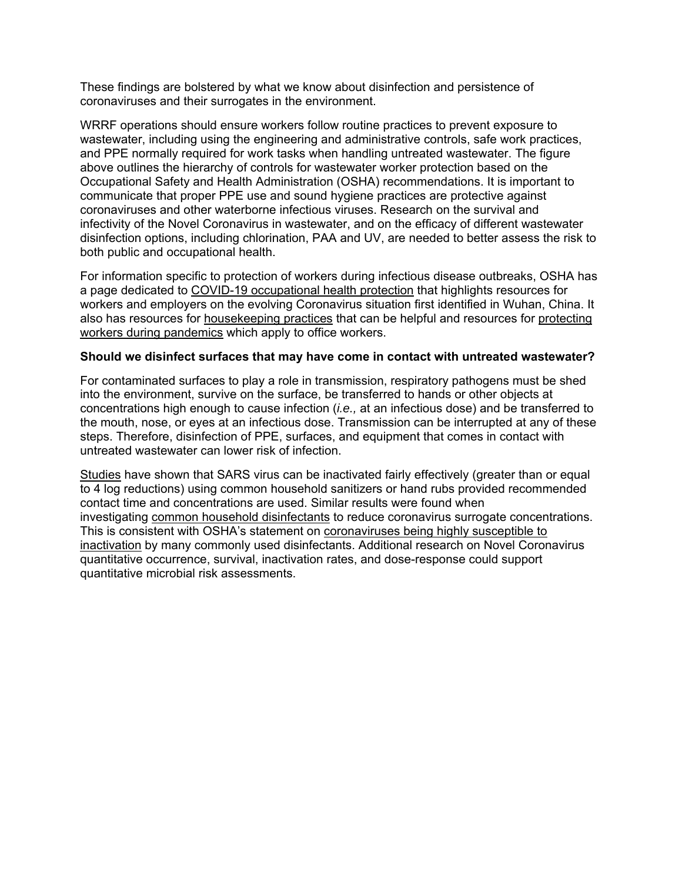These findings are bolstered by what we know about disinfection and persistence of coronaviruses and their surrogates in the environment.

WRRF operations should ensure workers follow routine practices to prevent exposure to wastewater, including using the engineering and administrative controls, safe work practices, and PPE normally required for work tasks when handling untreated wastewater. The figure above outlines the hierarchy of controls for wastewater worker protection based on the Occupational Safety and Health Administration (OSHA) recommendations. It is important to communicate that proper PPE use and sound hygiene practices are protective against coronaviruses and other waterborne infectious viruses. Research on the survival and infectivity of the Novel Coronavirus in wastewater, and on the efficacy of different wastewater disinfection options, including chlorination, PAA and UV, are needed to better assess the risk to both public and occupational health.

For information specific to protection of workers during infectious disease outbreaks, OSHA has a page dedicated to COVID-19 occupational health protection that highlights resources for workers and employers on the evolving Coronavirus situation first identified in Wuhan, China. It also has resources for housekeeping practices that can be helpful and resources for protecting workers during pandemics which apply to office workers.

**Should we disinfect surfaces that may have come in contact with untreated wastewater?**

For contaminated surfaces to play a role in transmission, respiratory pathogens must be shed into the environment, survive on the surface, be transferred to hands or other objects at concentrations high enough to cause infection (*i.e.,* at an infectious dose) and be transferred to the mouth, nose, or eyes at an infectious dose. Transmission can be interrupted at any of these steps. Therefore, disinfection of PPE, surfaces, and equipment that comes in contact with untreated wastewater can lower risk of infection.

Studies have shown that SARS virus can be inactivated fairly effectively (greater than or equal to 4 log reductions) using common household sanitizers or hand rubs provided recommended contact time and concentrations are used. Similar results were found when investigating common household disinfectants to reduce coronavirus surrogate concentrations. This is consistent with OSHA's statement on coronaviruses being highly susceptible to inactivation by many commonly used disinfectants. Additional research on Novel Coronavirus quantitative occurrence, survival, inactivation rates, and dose-response could support quantitative microbial risk assessments.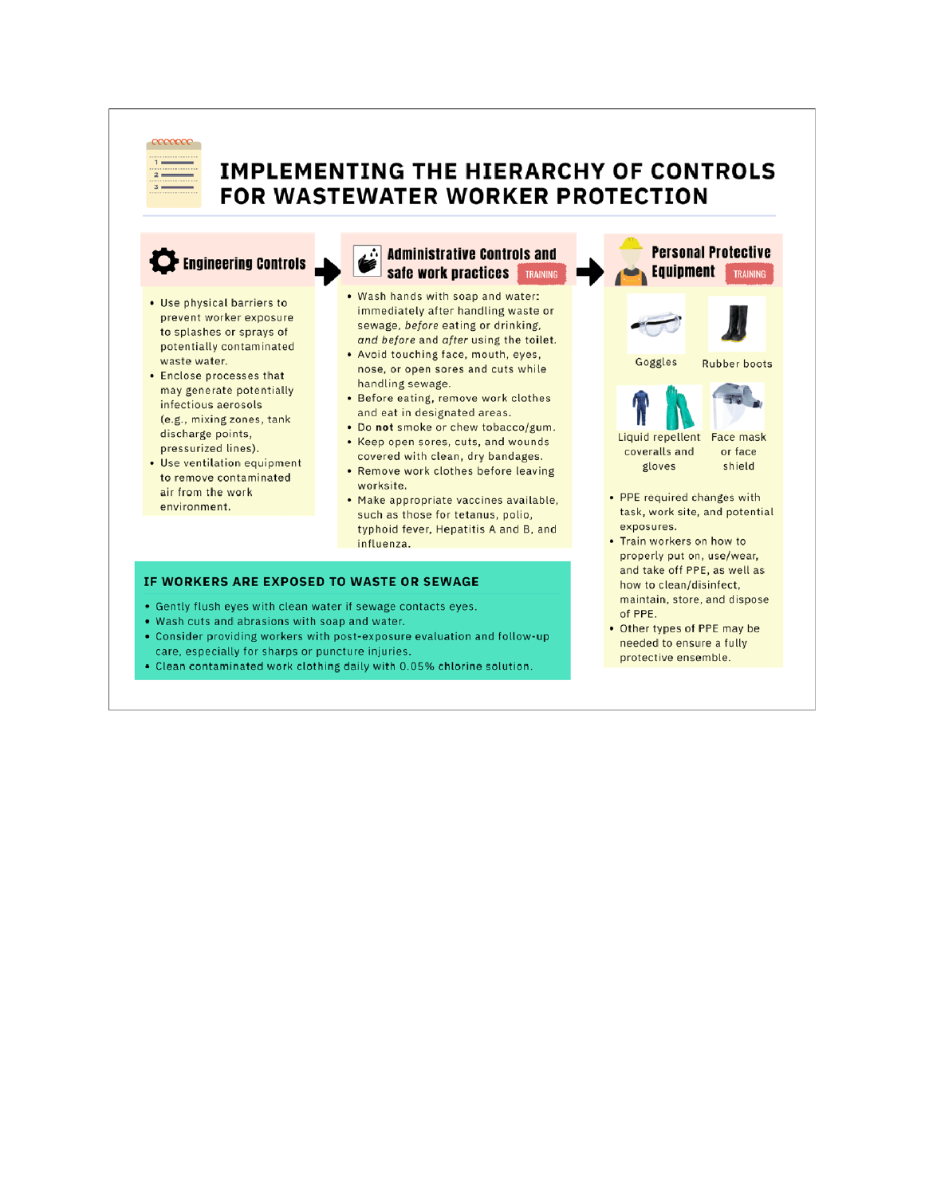# IMPLEMENTING THE HIERARCHY OF CONTROLS FOR WASTEWATER WORKER PROTECTION

## Engineering Controls

- Use physical barriers to prevent worker exposure to splashes or sprays of potentially contaminated waste water.
- Enclose processes that may generate potentially infectious aerosols (e.g., mixing zones, tank discharge points, pressurized lines).
- Use ventilation equipment to remove contaminated air from the work environment.

## Administrative Controls and safe work practices

TRAINING

- Wash hands with soap and water: immediately after handling waste or sewage, *before* eating or drinking, *and before* and *after* using the toilet.
- Avoid touching face, mouth, eyes, nose, or open sores and cuts while handling sewage.
- Before eating, remove work clothes and eat in designated areas.
- Do **not** smoke or chew tobacco/gum.
- Keep open sores, cuts, and wounds covered with clean, dry bandages.
- Remove work clothes before leaving worksite.
- Make appropriate vaccines available, such as those for tetanus, polio, typhoid fever, Hepatitis A and B, and influenza.

## Personal Protective Equipment

TRAINING

Goggles

Rubber boots

Liquid repellent coveralls and gloves

Face mask or face shield

- PPE required changes with task, work site, and potential exposures.
- Train workers on how to properly put on, use/wear, and take off PPE, as well as how to clean/disinfect, maintain, store, and dispose of PPE.
- Other types of PPE may be needed to ensure a fully protective ensemble.

## IF WORKERS ARE EXPOSED TO WASTE OR SEWAGE

- Gently flush eyes with clean water if sewage contacts eyes.
- Wash cuts and abrasions with soap and water.
- Consider providing workers with post-exposure evaluation and follow-up care, especially for sharps or puncture injuries.
- Clean contaminated work clothing daily with 0.05% chlorine solution.